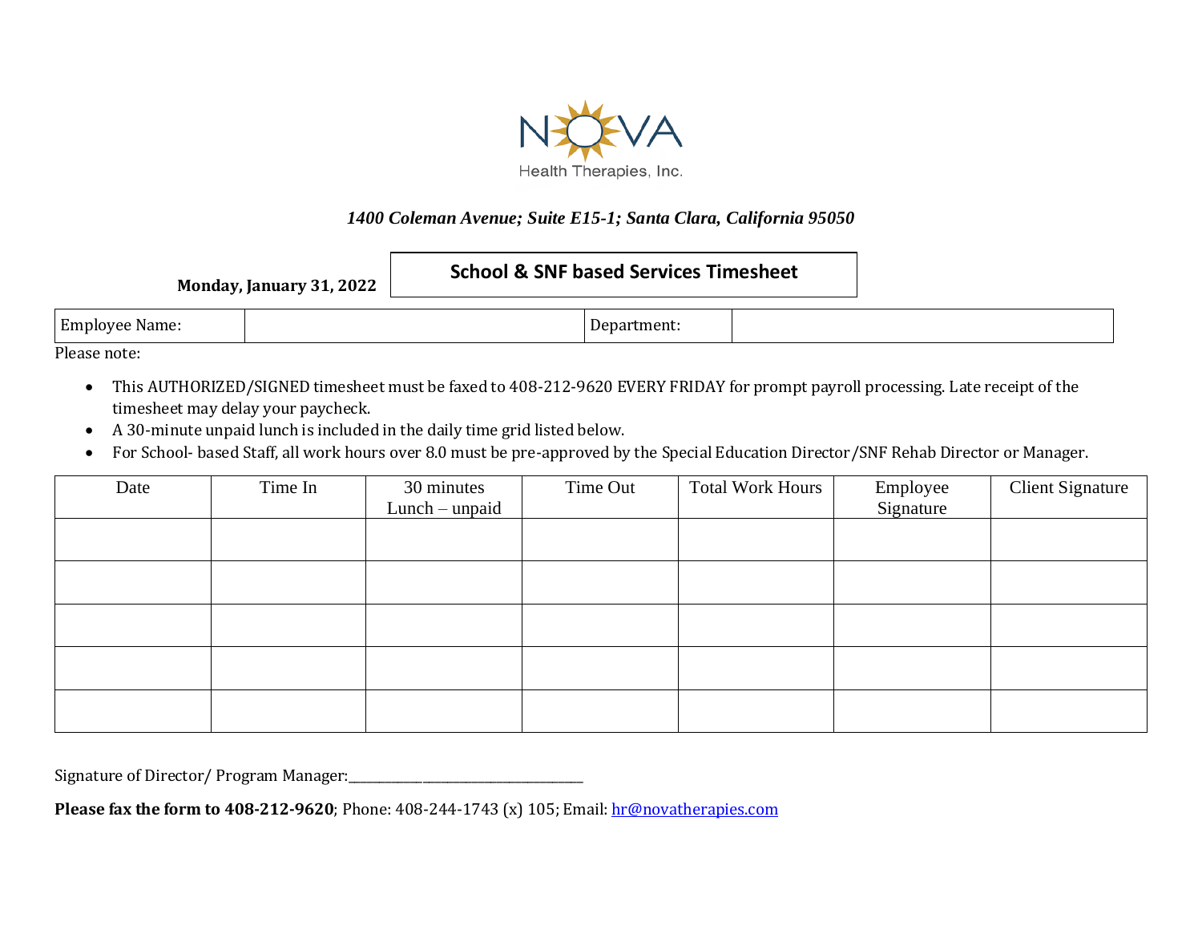NOVA

Health Therapies, Inc.

*1400 Coleman Avenue; Suite E15-1; Santa Clara, California 95050*

**Monday, January 31, 2022**

## School & SNF based Services Timesheet

| Employee Name: | | Department: | |
|---|---|---|---|

Please note:

- This AUTHORIZED/SIGNED timesheet must be faxed to 408-212-9620 EVERY FRIDAY for prompt payroll processing. Late receipt of the timesheet may delay your paycheck.
- A 30-minute unpaid lunch is included in the daily time grid listed below.
- For School- based Staff, all work hours over 8.0 must be pre-approved by the Special Education Director/SNF Rehab Director or Manager.

| Date | Time In | 30 minutes Lunch – unpaid | Time Out | Total Work Hours | Employee Signature | Client Signature |
|---|---|---|---|---|---|---|
| | | | | | | |
| | | | | | | |
| | | | | | | |
| | | | | | | |
| | | | | | | |

Signature of Director/ Program Manager:___________________________________

**Please fax the form to 408-212-9620**; Phone: 408-244-1743 (x) 105; Email: hr@novatherapies.com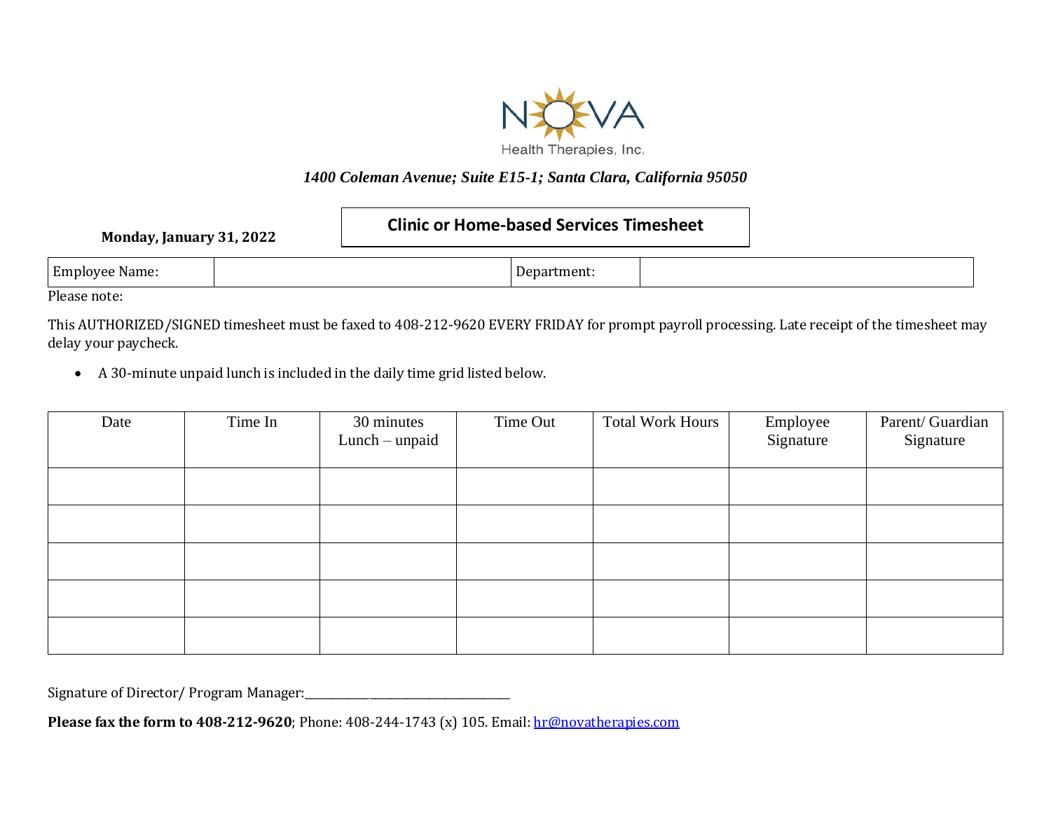NOVA

Health Therapies, Inc.

*1400 Coleman Avenue; Suite E15-1; Santa Clara, California 95050*

**Monday, January 31, 2022**

## Clinic or Home-based Services Timesheet

| Employee Name: | | Department: | |
|---|---|---|---|

Please note:

This AUTHORIZED/SIGNED timesheet must be faxed to 408-212-9620 EVERY FRIDAY for prompt payroll processing. Late receipt of the timesheet may delay your paycheck.

- A 30-minute unpaid lunch is included in the daily time grid listed below.

| Date | Time In | 30 minutes Lunch – unpaid | Time Out | Total Work Hours | Employee Signature | Parent/ Guardian Signature |
|---|---|---|---|---|---|---|
| | | | | | | |
| | | | | | | |
| | | | | | | |
| | | | | | | |
| | | | | | | |

Signature of Director/ Program Manager:_______________________________

**Please fax the form to 408-212-9620**; Phone: 408-244-1743 (x) 105. Email: hr@novatherapies.com